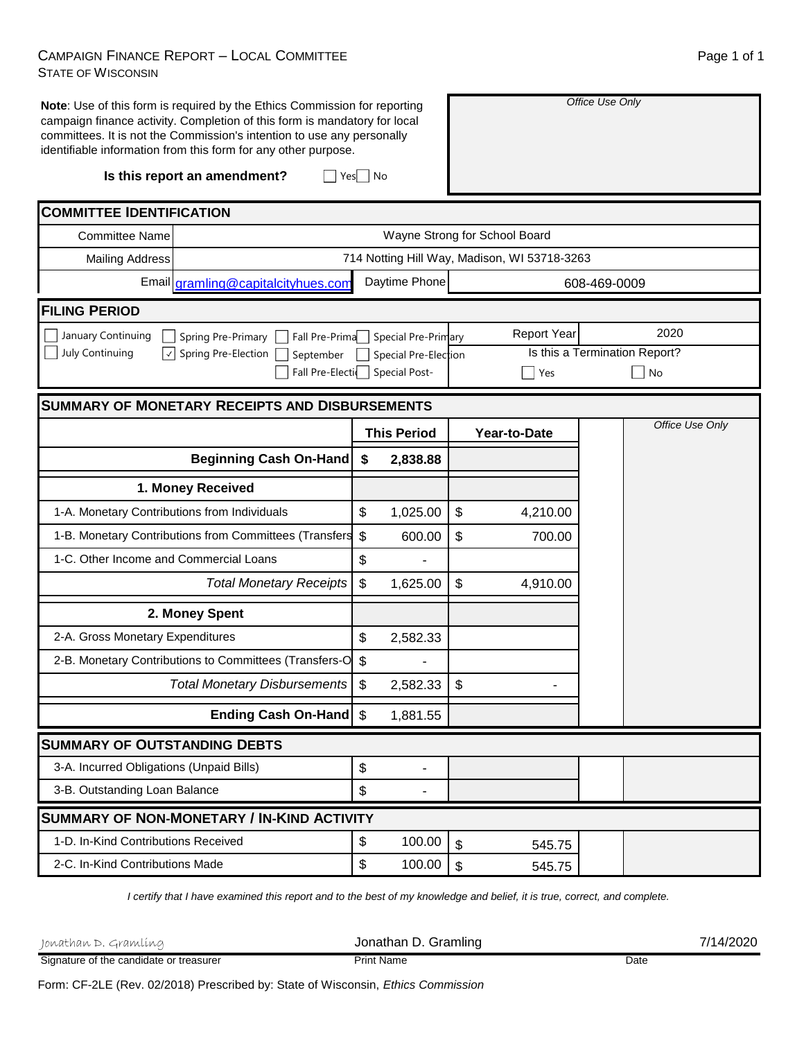CAMPAIGN FINANCE REPORT – LOCAL COMMITTEE
STATE OF WISCONSIN

**Note**: Use of this form is required by the Ethics Commission for reporting campaign finance activity. Completion of this form is mandatory for local committees. It is not the Commission's intention to use any personally identifiable information from this form for any other purpose.

*Office Use Only*

**Is this report an amendment?** ☐ Yes ☐ No

## COMMITTEE IDENTIFICATION

| | |
|---|---|
| Committee Name | Wayne Strong for School Board |
| Mailing Address | 714 Notting Hill Way, Madison, WI 53718-3263 |
| Email | gramling@capitalcityhues.com |
| Daytime Phone | 608-469-0009 |

## FILING PERIOD

- ☐ January Continuing
- ☐ July Continuing
- ☐ Spring Pre-Primary
- ☑ Spring Pre-Election
- ☐ Fall Pre-Primary
- ☐ September
- ☐ Fall Pre-Election
- ☐ Special Pre-Primary
- ☐ Special Pre-Election
- ☐ Special Post-

Report Year: 2020

Is this a Termination Report? ☐ Yes ☐ No

## SUMMARY OF MONETARY RECEIPTS AND DISBURSEMENTS

| | This Period | Year-to-Date |
|---|---|---|
| **Beginning Cash On-Hand** | $ 2,838.88 | |
| **1. Money Received** | | |
| 1-A. Monetary Contributions from Individuals | $ 1,025.00 | $ 4,210.00 |
| 1-B. Monetary Contributions from Committees (Transfers | $ 600.00 | $ 700.00 |
| 1-C. Other Income and Commercial Loans | $ - | |
| *Total Monetary Receipts* | $ 1,625.00 | $ 4,910.00 |
| **2. Money Spent** | | |
| 2-A. Gross Monetary Expenditures | $ 2,582.33 | |
| 2-B. Monetary Contributions to Committees (Transfers-O | $ - | |
| *Total Monetary Disbursements* | $ 2,582.33 | $ - |
| **Ending Cash On-Hand** | $ 1,881.55 | |

*Office Use Only*

## SUMMARY OF OUTSTANDING DEBTS

| | |
|---|---|
| 3-A. Incurred Obligations (Unpaid Bills) | $ - |
| 3-B. Outstanding Loan Balance | $ - |

## SUMMARY OF NON-MONETARY / IN-KIND ACTIVITY

| | This Period | Year-to-Date |
|---|---|---|
| 1-D. In-Kind Contributions Received | $ 100.00 | $ 545.75 |
| 2-C. In-Kind Contributions Made | $ 100.00 | $ 545.75 |

*I certify that I have examined this report and to the best of my knowledge and belief, it is true, correct, and complete.*

| Signature of the candidate or treasurer | Print Name | Date |
|---|---|---|
| Jonathan D. Gramling | Jonathan D. Gramling | 7/14/2020 |

Form: CF-2LE (Rev. 02/2018) Prescribed by: State of Wisconsin, *Ethics Commission*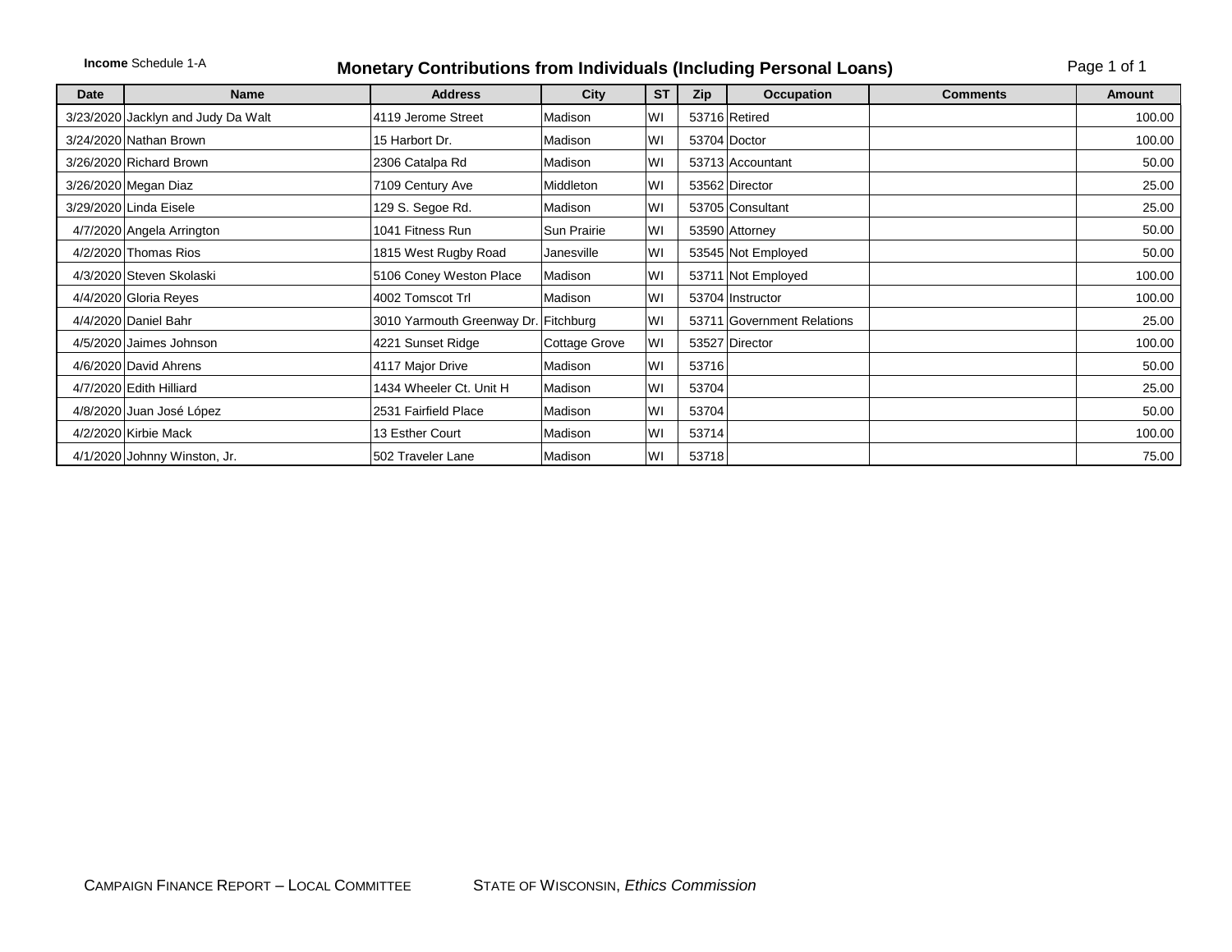**Income** Schedule 1-A

# Monetary Contributions from Individuals (Including Personal Loans)

| Date | Name | Address | City | ST | Zip | Occupation | Comments | Amount |
|---|---|---|---|---|---|---|---|---|
| 3/23/2020 | Jacklyn and Judy Da Walt | 4119 Jerome Street | Madison | WI | 53716 | Retired | | 100.00 |
| 3/24/2020 | Nathan Brown | 15 Harbort Dr. | Madison | WI | 53704 | Doctor | | 100.00 |
| 3/26/2020 | Richard Brown | 2306 Catalpa Rd | Madison | WI | 53713 | Accountant | | 50.00 |
| 3/26/2020 | Megan Diaz | 7109 Century Ave | Middleton | WI | 53562 | Director | | 25.00 |
| 3/29/2020 | Linda Eisele | 129 S. Segoe Rd. | Madison | WI | 53705 | Consultant | | 25.00 |
| 4/7/2020 | Angela Arrington | 1041 Fitness Run | Sun Prairie | WI | 53590 | Attorney | | 50.00 |
| 4/2/2020 | Thomas Rios | 1815 West Rugby Road | Janesville | WI | 53545 | Not Employed | | 50.00 |
| 4/3/2020 | Steven Skolaski | 5106 Coney Weston Place | Madison | WI | 53711 | Not Employed | | 100.00 |
| 4/4/2020 | Gloria Reyes | 4002 Tomscot Trl | Madison | WI | 53704 | Instructor | | 100.00 |
| 4/4/2020 | Daniel Bahr | 3010 Yarmouth Greenway Dr. | Fitchburg | WI | 53711 | Government Relations | | 25.00 |
| 4/5/2020 | Jaimes Johnson | 4221 Sunset Ridge | Cottage Grove | WI | 53527 | Director | | 100.00 |
| 4/6/2020 | David Ahrens | 4117 Major Drive | Madison | WI | 53716 | | | 50.00 |
| 4/7/2020 | Edith Hilliard | 1434 Wheeler Ct. Unit H | Madison | WI | 53704 | | | 25.00 |
| 4/8/2020 | Juan José López | 2531 Fairfield Place | Madison | WI | 53704 | | | 50.00 |
| 4/2/2020 | Kirbie Mack | 13 Esther Court | Madison | WI | 53714 | | | 100.00 |
| 4/1/2020 | Johnny Winston, Jr. | 502 Traveler Lane | Madison | WI | 53718 | | | 75.00 |

CAMPAIGN FINANCE REPORT – LOCAL COMMITTEE    STATE OF WISCONSIN, *Ethics Commission*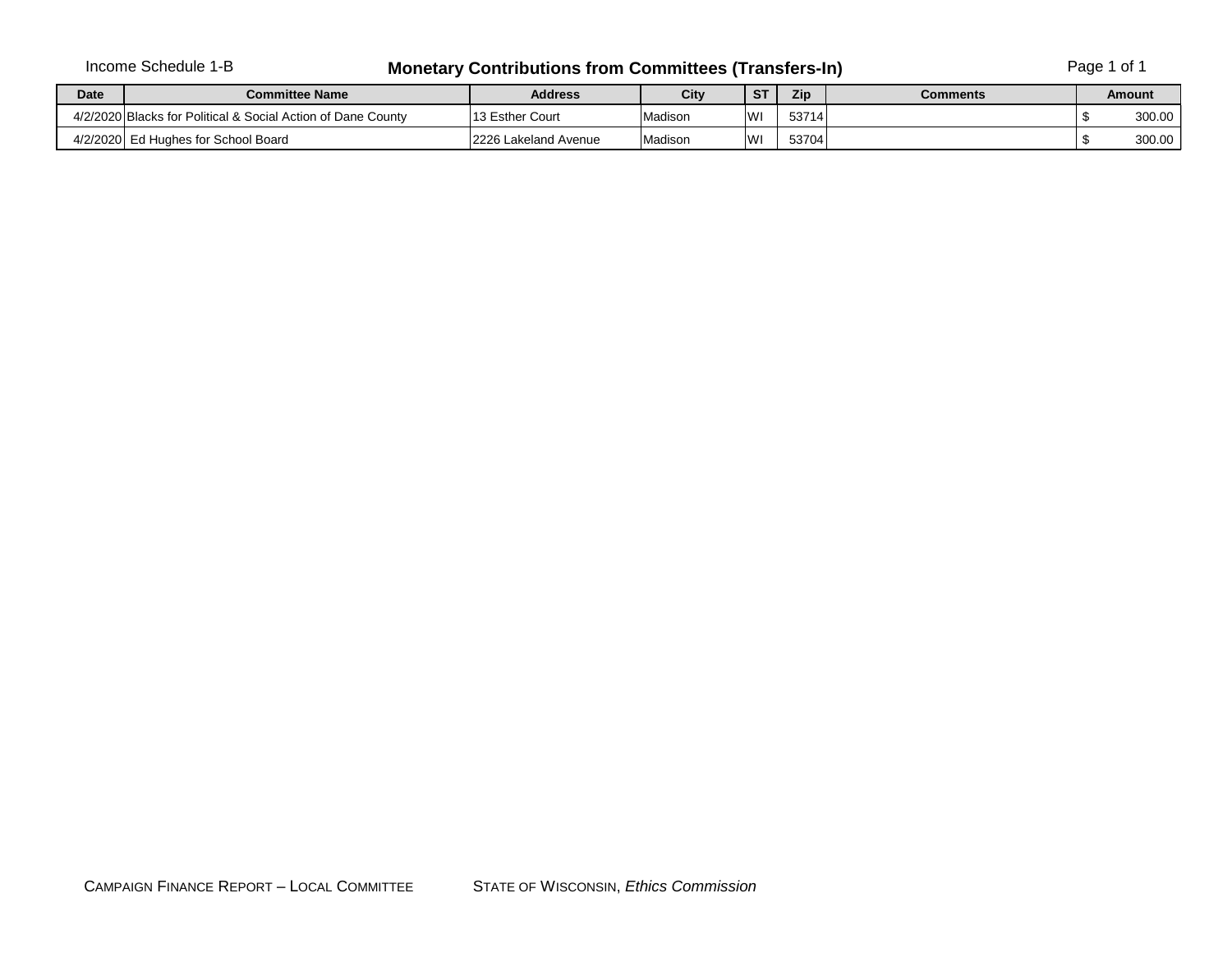Income Schedule 1-B

# Monetary Contributions from Committees (Transfers-In)

| Date | Committee Name | Address | City | ST | Zip | Comments | Amount |
|---|---|---|---|---|---|---|---|
| 4/2/2020 | Blacks for Political & Social Action of Dane County | 13 Esther Court | Madison | WI | 53714 | | $ 300.00 |
| 4/2/2020 | Ed Hughes for School Board | 2226 Lakeland Avenue | Madison | WI | 53704 | | $ 300.00 |

CAMPAIGN FINANCE REPORT – LOCAL COMMITTEE STATE OF WISCONSIN, *Ethics Commission*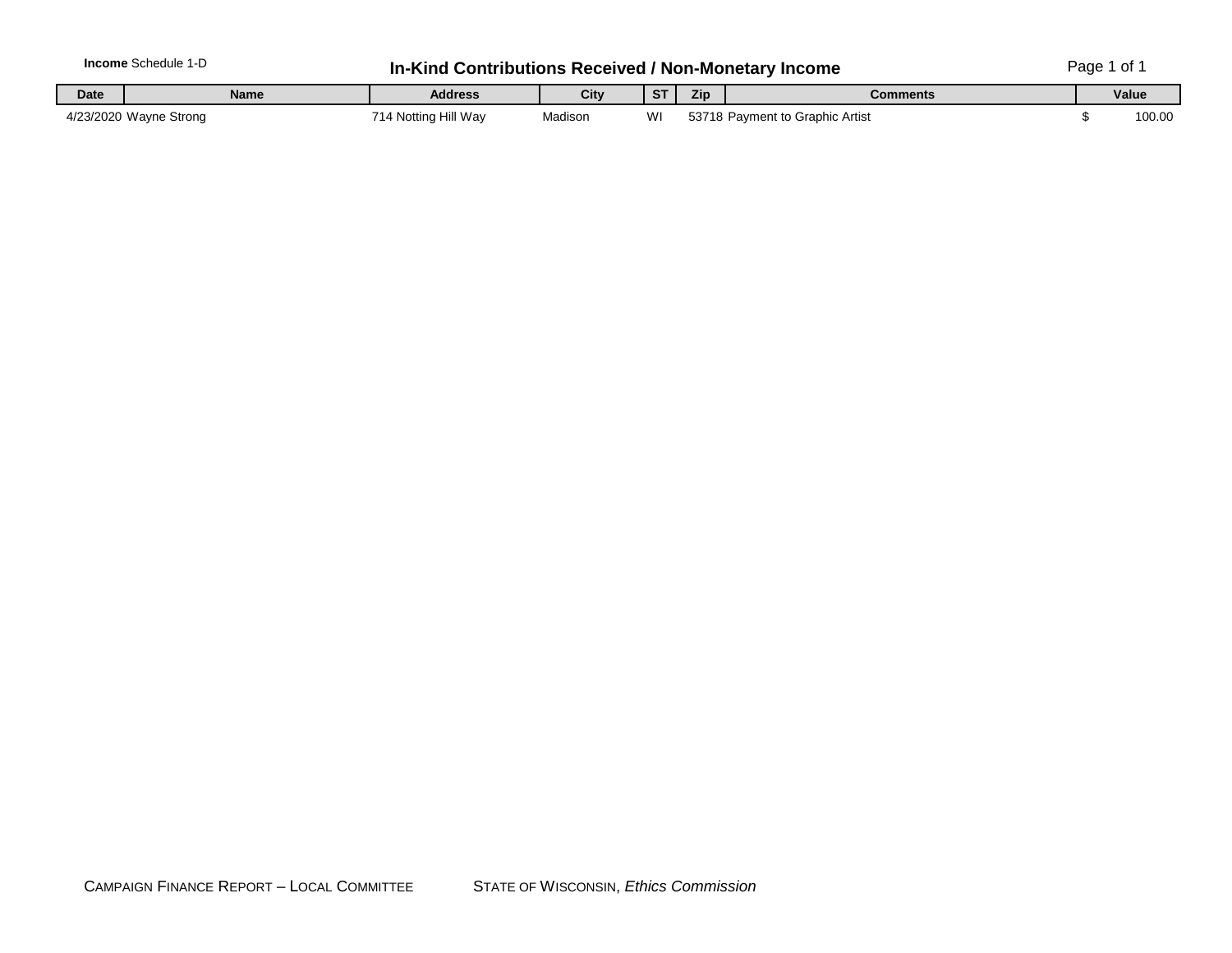**Income** Schedule 1-D

# In-Kind Contributions Received / Non-Monetary Income

| Date | Name | Address | City | ST | Zip | Comments | Value |
|---|---|---|---|---|---|---|---|
| 4/23/2020 | Wayne Strong | 714 Notting Hill Way | Madison | WI | 53718 | Payment to Graphic Artist | $ 100.00 |

CAMPAIGN FINANCE REPORT – LOCAL COMMITTEE STATE OF WISCONSIN, *Ethics Commission*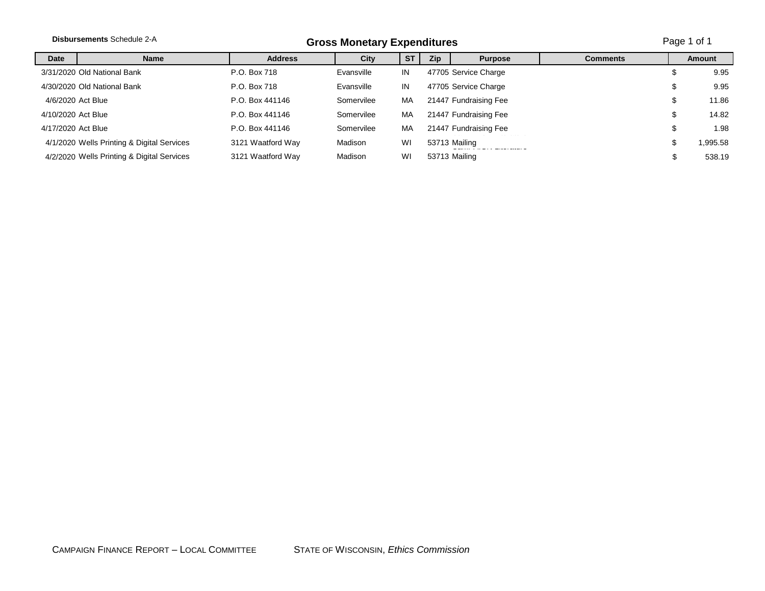**Disbursements** Schedule 2-A

## Gross Monetary Expenditures

| Date | Name | Address | City | ST | Zip | Purpose | Comments | Amount |
|---|---|---|---|---|---|---|---|---|
| 3/31/2020 | Old National Bank | P.O. Box 718 | Evansville | IN | 47705 | Service Charge | | $ 9.95 |
| 4/30/2020 | Old National Bank | P.O. Box 718 | Evansville | IN | 47705 | Service Charge | | $ 9.95 |
| 4/6/2020 | Act Blue | P.O. Box 441146 | Somervilee | MA | 21447 | Fundraising Fee | | $ 11.86 |
| 4/10/2020 | Act Blue | P.O. Box 441146 | Somervilee | MA | 21447 | Fundraising Fee | | $ 14.82 |
| 4/17/2020 | Act Blue | P.O. Box 441146 | Somervilee | MA | 21447 | Fundraising Fee | | $ 1.98 |
| 4/1/2020 | Wells Printing & Digital Services | 3121 Waatford Way | Madison | WI | 53713 | Mailing | | $ 1,995.58 |
| 4/2/2020 | Wells Printing & Digital Services | 3121 Waatford Way | Madison | WI | 53713 | Mailing | | $ 538.19 |

CAMPAIGN FINANCE REPORT – LOCAL COMMITTEE STATE OF WISCONSIN, *Ethics Commission*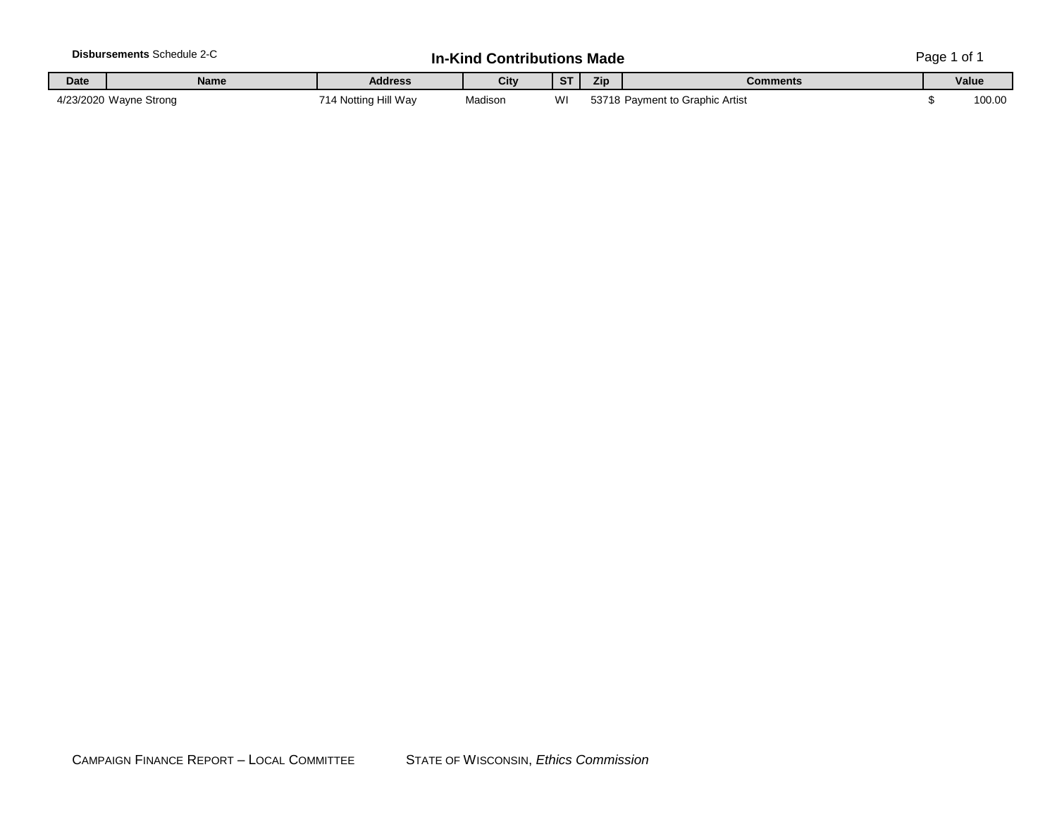**Disbursements** Schedule 2-C

# In-Kind Contributions Made

| Date | Name | Address | City | ST | Zip | Comments | Value |
|---|---|---|---|---|---|---|---|
| 4/23/2020 | Wayne Strong | 714 Notting Hill Way | Madison | WI | 53718 | Payment to Graphic Artist | $ 100.00 |

CAMPAIGN FINANCE REPORT – LOCAL COMMITTEE    STATE OF WISCONSIN, *Ethics Commission*